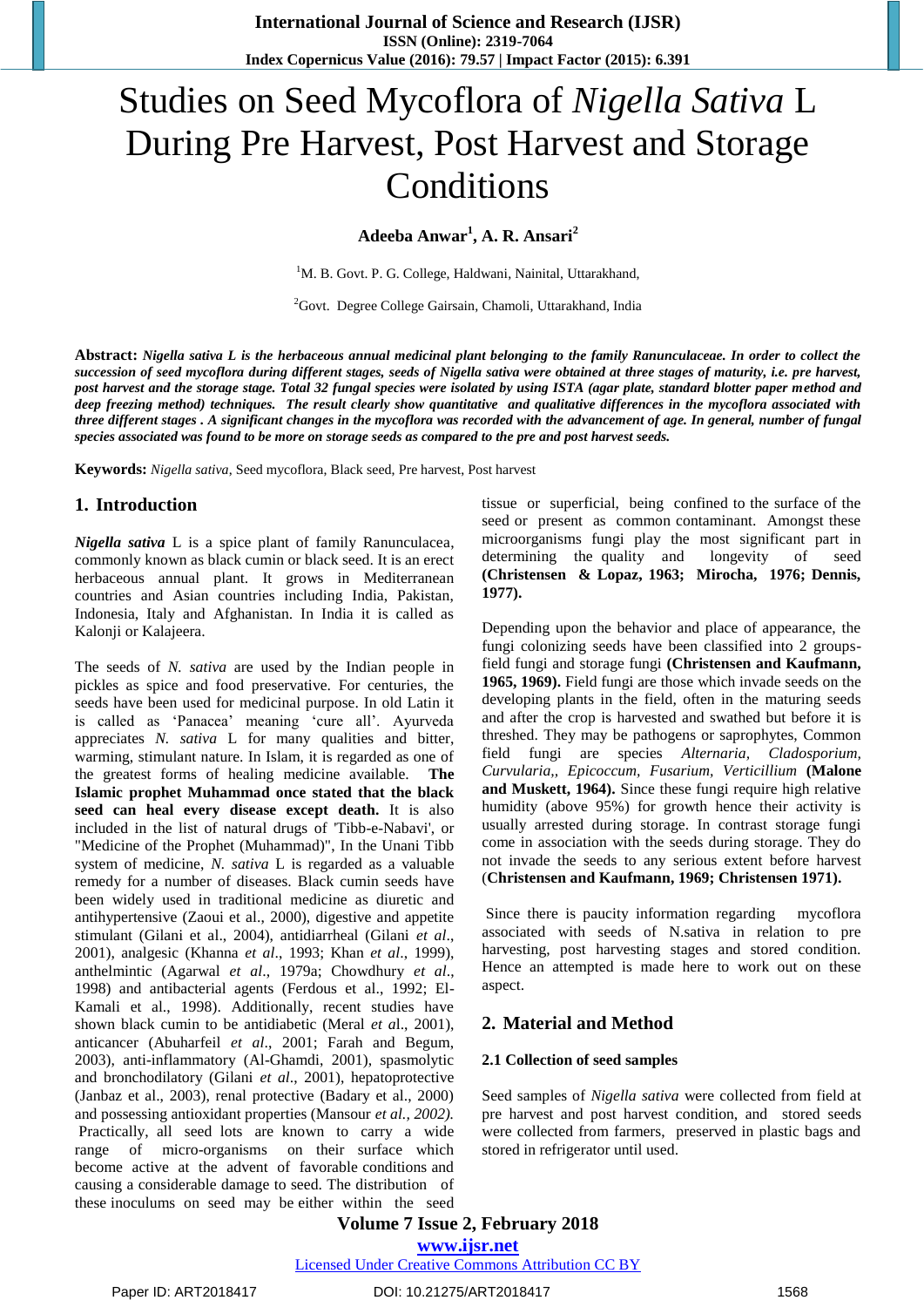# Studies on Seed Mycoflora of *Nigella Sativa* L During Pre Harvest, Post Harvest and Storage Conditions

**Adeeba Anwar[1], A. R. Ansari[2]**

[1]M. B. Govt. P. G. College, Haldwani, Nainital, Uttarakhand,

[2]Govt. Degree College Gairsain, Chamoli, Uttarakhand, India

**Abstract:** ***Nigella sativa L is the herbaceous annual medicinal plant belonging to the family Ranunculaceae. In order to collect the succession of seed mycoflora during different stages, seeds of Nigella sativa were obtained at three stages of maturity, i.e. pre harvest, post harvest and the storage stage. Total 32 fungal species were isolated by using ISTA (agar plate, standard blotter paper method and deep freezing method) techniques. The result clearly show quantitative and qualitative differences in the mycoflora associated with three different stages . A significant changes in the mycoflora was recorded with the advancement of age. In general, number of fungal species associated was found to be more on storage seeds as compared to the pre and post harvest seeds.***

**Keywords:** *Nigella sativa*, Seed mycoflora, Black seed, Pre harvest, Post harvest

## 1. Introduction

***Nigella sativa*** L is a spice plant of family Ranunculacea, commonly known as black cumin or black seed. It is an erect herbaceous annual plant. It grows in Mediterranean countries and Asian countries including India, Pakistan, Indonesia, Italy and Afghanistan. In India it is called as Kalonji or Kalajeera.

The seeds of *N. sativa* are used by the Indian people in pickles as spice and food preservative. For centuries, the seeds have been used for medicinal purpose. In old Latin it is called as 'Panacea' meaning 'cure all'. Ayurveda appreciates *N. sativa* L for many qualities and bitter, warming, stimulant nature. In Islam, it is regarded as one of the greatest forms of healing medicine available. **The Islamic prophet Muhammad once stated that the black seed can heal every disease except death.** It is also included in the list of natural drugs of 'Tibb-e-Nabavi', or "Medicine of the Prophet (Muhammad)", In the Unani Tibb system of medicine, *N. sativa* L is regarded as a valuable remedy for a number of diseases. Black cumin seeds have been widely used in traditional medicine as diuretic and antihypertensive (Zaoui et al., 2000), digestive and appetite stimulant (Gilani et al., 2004), antidiarrheal (Gilani *et al*., 2001), analgesic (Khanna *et al*., 1993; Khan *et al*., 1999), anthelmintic (Agarwal *et al*., 1979a; Chowdhury *et al*., 1998) and antibacterial agents (Ferdous et al., 1992; El-Kamali et al., 1998). Additionally, recent studies have shown black cumin to be antidiabetic (Meral *et a*l., 2001), anticancer (Abuharfeil *et al*., 2001; Farah and Begum, 2003), anti-inflammatory (Al-Ghamdi, 2001), spasmolytic and bronchodilatory (Gilani *et al*., 2001), hepatoprotective (Janbaz et al., 2003), renal protective (Badary et al., 2000) and possessing antioxidant properties (Mansour *et al., 2002).* Practically, all seed lots are known to carry a wide range of micro-organisms on their surface which become active at the advent of favorable conditions and causing a considerable damage to seed. The distribution of these inoculums on seed may be either within the seed tissue or superficial, being confined to the surface of the seed or present as common contaminant. Amongst these microorganisms fungi play the most significant part in determining the quality and longevity of seed **(Christensen & Lopaz, 1963; Mirocha, 1976; Dennis, 1977).**

Depending upon the behavior and place of appearance, the fungi colonizing seeds have been classified into 2 groups- field fungi and storage fungi **(Christensen and Kaufmann, 1965, 1969).** Field fungi are those which invade seeds on the developing plants in the field, often in the maturing seeds and after the crop is harvested and swathed but before it is threshed. They may be pathogens or saprophytes, Common field fungi are species *Alternaria, Cladosporium, Curvularia,, Epicoccum, Fusarium, Verticillium* **(Malone and Muskett, 1964).** Since these fungi require high relative humidity (above 95%) for growth hence their activity is usually arrested during storage. In contrast storage fungi come in association with the seeds during storage. They do not invade the seeds to any serious extent before harvest (**Christensen and Kaufmann, 1969; Christensen 1971).**

Since there is paucity information regarding mycoflora associated with seeds of N.sativa in relation to pre harvesting, post harvesting stages and stored condition. Hence an attempted is made here to work out on these aspect.

## 2. Material and Method

### 2.1 Collection of seed samples

Seed samples of *Nigella sativa* were collected from field at pre harvest and post harvest condition, and stored seeds were collected from farmers, preserved in plastic bags and stored in refrigerator until used.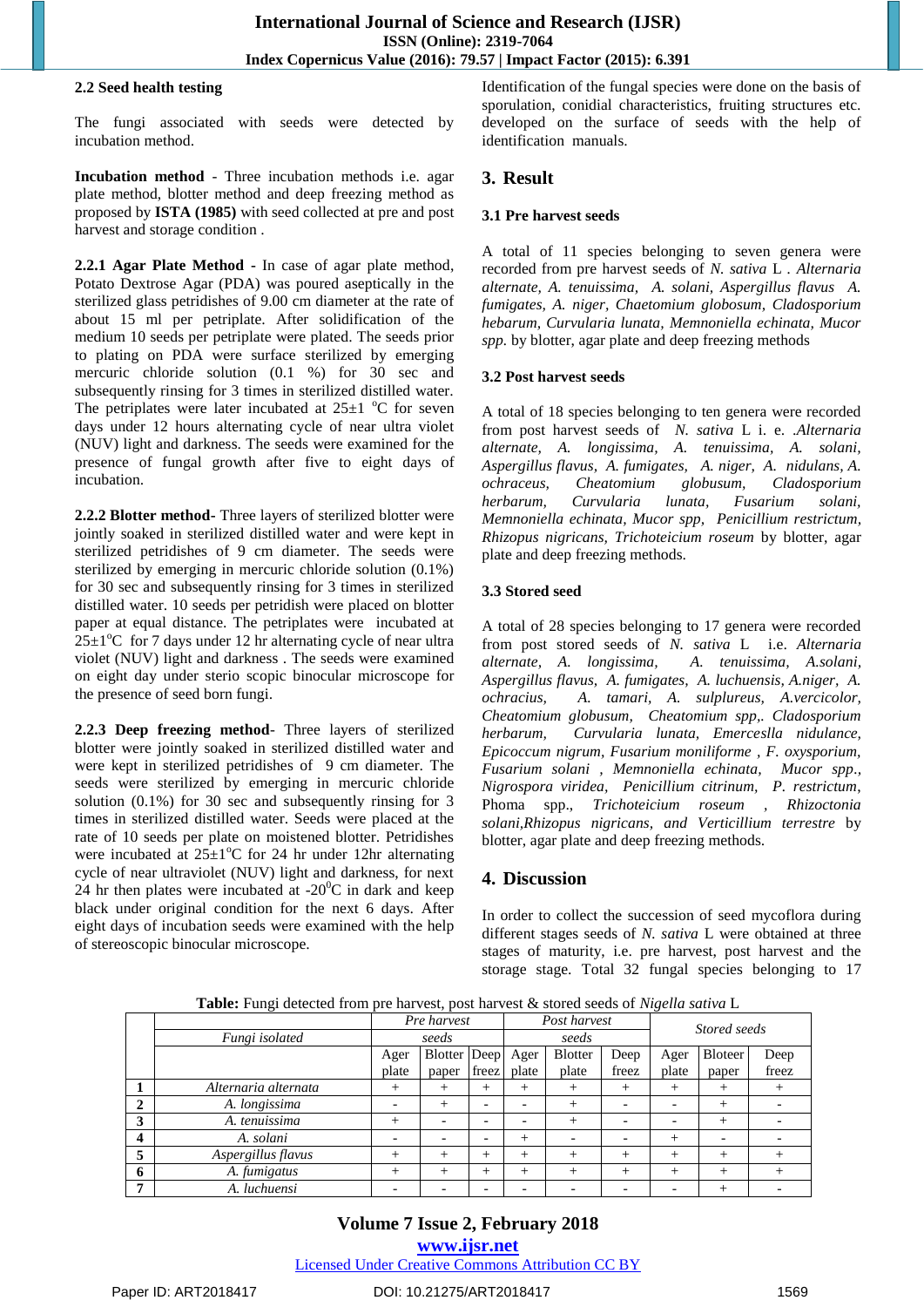### 2.2 Seed health testing

The fungi associated with seeds were detected by incubation method.

**Incubation method** - Three incubation methods i.e. agar plate method, blotter method and deep freezing method as proposed by **ISTA (1985)** with seed collected at pre and post harvest and storage condition .

**2.2.1 Agar Plate Method** - In case of agar plate method, Potato Dextrose Agar (PDA) was poured aseptically in the sterilized glass petridishes of 9.00 cm diameter at the rate of about 15 ml per petriplate. After solidification of the medium 10 seeds per petriplate were plated. The seeds prior to plating on PDA were surface sterilized by emerging mercuric chloride solution (0.1 %) for 30 sec and subsequently rinsing for 3 times in sterilized distilled water. The petriplates were later incubated at 25±1 $^{o}$C for seven days under 12 hours alternating cycle of near ultra violet (NUV) light and darkness. The seeds were examined for the presence of fungal growth after five to eight days of incubation.

**2.2.2 Blotter method**- Three layers of sterilized blotter were jointly soaked in sterilized distilled water and were kept in sterilized petridishes of 9 cm diameter. The seeds were sterilized by emerging in mercuric chloride solution (0.1%) for 30 sec and subsequently rinsing for 3 times in sterilized distilled water. 10 seeds per petridish were placed on blotter paper at equal distance. The petriplates were incubated at 25±1$^{o}$C for 7 days under 12 hr alternating cycle of near ultra violet (NUV) light and darkness . The seeds were examined on eight day under sterio scopic binocular microscope for the presence of seed born fungi.

**2.2.3 Deep freezing method**- Three layers of sterilized blotter were jointly soaked in sterilized distilled water and were kept in sterilized petridishes of 9 cm diameter. The seeds were sterilized by emerging in mercuric chloride solution (0.1%) for 30 sec and subsequently rinsing for 3 times in sterilized distilled water. Seeds were placed at the rate of 10 seeds per plate on moistened blotter. Petridishes were incubated at 25±1$^{o}$C for 24 hr under 12hr alternating cycle of near ultraviolet (NUV) light and darkness, for next 24 hr then plates were incubated at -20$^{0}$C in dark and keep black under original condition for the next 6 days. After eight days of incubation seeds were examined with the help of stereoscopic binocular microscope.

Identification of the fungal species were done on the basis of sporulation, conidial characteristics, fruiting structures etc. developed on the surface of seeds with the help of identification manuals.

## 3. Result

### 3.1 Pre harvest seeds

A total of 11 species belonging to seven genera were recorded from pre harvest seeds of *N. sativa* L . *Alternaria alternate, A. tenuissima, A. solani, Aspergillus flavus A. fumigates, A. niger, Chaetomium globosum, Cladosporium hebarum, Curvularia lunata, Memnoniella echinata, Mucor spp.* by blotter, agar plate and deep freezing methods

### 3.2 Post harvest seeds

A total of 18 species belonging to ten genera were recorded from post harvest seeds of *N. sativa* L i. e. .*Alternaria alternate, A. longissima, A. tenuissima, A. solani, Aspergillus flavus, A. fumigates, A. niger, A. nidulans, A. ochraceus, Cheatomium globusum, Cladosporium herbarum, Curvularia lunata, Fusarium solani, Memnoniella echinata, Mucor spp, Penicillium restrictum, Rhizopus nigricans, Trichoteicium roseum* by blotter, agar plate and deep freezing methods.

### 3.3 Stored seed

A total of 28 species belonging to 17 genera were recorded from post stored seeds of *N. sativa* L i.e. *Alternaria alternate, A. longissima, A. tenuissima, A.solani, Aspergillus flavus, A. fumigates, A. luchuensis, A.niger, A. ochracius, A. tamari, A. sulplureus, A.vercicolor, Cheatomium globusum, Cheatomium spp,. Cladosporium herbarum, Curvularia lunata, Emerceslla nidulance, Epicoccum nigrum, Fusarium moniliforme , F. oxysporium, Fusarium solani , Memnoniella echinata, Mucor spp., Nigrospora viridea, Penicillium citrinum, P. restrictum,* Phoma spp., *Trichoteicium roseum , Rhizoctonia solani,Rhizopus nigricans, and Verticillium terrestre* by blotter, agar plate and deep freezing methods.

## 4. Discussion

In order to collect the succession of seed mycoflora during different stages seeds of *N. sativa* L were obtained at three stages of maturity, i.e. pre harvest, post harvest and the storage stage. Total 32 fungal species belonging to 17

**Table:** Fungi detected from pre harvest, post harvest & stored seeds of *Nigella sativa* L

| | Fungi isolated | Pre harvest seeds | | | Post harvest seeds | | | Stored seeds | | |
|---|---|---|---|---|---|---|---|---|---|---|
| | | Ager plate | Blotter paper | Deep freez | Ager plate | Blotter plate | Deep freez | Ager plate | Bloteer paper | Deep freez |
| 1 | *Alternaria alternata* | + | + | + | + | + | + | + | + | + |
| 2 | *A. longissima* | - | + | - | - | + | - | - | + | - |
| 3 | *A. tenuissima* | + | - | - | - | + | - | - | + | - |
| 4 | *A. solani* | - | - | - | + | - | - | + | - | - |
| 5 | *Aspergillus flavus* | + | + | + | + | + | + | + | + | + |
| 6 | *A. fumigatus* | + | + | + | + | + | + | + | + | + |
| 7 | *A. luchuensi* | - | - | - | - | - | - | - | + | - |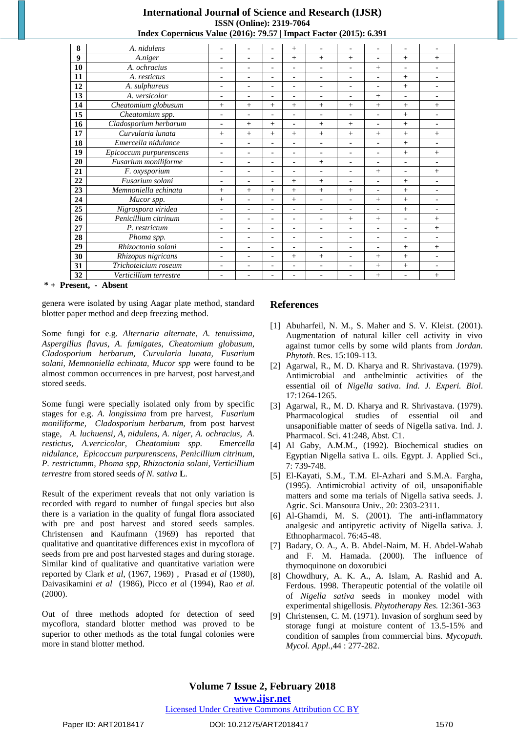| | | | | | | | | | | |
|---|---|---|---|---|---|---|---|---|---|---|
| 8 | *A. nidulens* | - | - | - | + | - | - | - | - | - |
| 9 | *A.niger* | - | - | - | + | + | + | - | + | + |
| 10 | *A. ochracius* | - | - | - | - | - | - | + | - | - |
| 11 | *A. restictus* | - | - | - | - | - | - | - | + | - |
| 12 | *A. sulphureus* | - | - | - | - | - | - | - | + | - |
| 13 | *A. versicolor* | - | - | - | - | - | - | + | - | - |
| 14 | *Cheatomium globusum* | + | + | + | + | + | + | + | + | + |
| 15 | *Cheatomium spp.* | - | - | - | - | - | - | - | + | - |
| 16 | *Cladosporium herbarum* | - | + | + | - | + | + | - | + | - |
| 17 | *Curvularia lunata* | + | + | + | + | + | + | + | + | + |
| 18 | *Emercella nidulance* | - | - | - | - | - | - | - | + | - |
| 19 | *Epicoccum purpurenscens* | - | - | - | - | - | - | - | + | + |
| 20 | *Fusarium moniliforme* | - | - | - | - | + | - | - | - | - |
| 21 | *F. oxysporium* | - | - | - | - | - | - | + | - | + |
| 22 | *Fusarium solani* | - | - | - | + | + | - | - | + | - |
| 23 | *Memnoniella echinata* | + | + | + | + | + | + | - | + | - |
| 24 | *Mucor spp.* | + | - | - | + | - | - | + | + | - |
| 25 | *Nigrospora viridea* | - | - | - | - | - | - | - | + | - |
| 26 | *Penicillium citrinum* | - | - | - | - | - | + | + | - | + |
| 27 | *P. restrictum* | - | - | - | - | - | - | - | - | + |
| 28 | *Phoma spp.* | - | - | - | - | - | - | - | - | - |
| 29 | *Rhizoctonia solani* | - | - | - | - | - | - | - | + | + |
| 30 | *Rhizopus nigricans* | - | - | - | + | + | - | + | + | - |
| 31 | *Trichoteicium roseum* | - | - | - | - | - | - | + | + | - |
| 32 | *Verticillium terrestre* | - | - | - | - | - | - | + | - | + |

**\* + Present, - Absent**

genera were isolated by using Aagar plate method, standard blotter paper method and deep freezing method.

Some fungi for e.g. *Alternaria alternate, A. tenuissima, Aspergillus flavus, A. fumigates, Cheatomium globusum, Cladosporium herbarum, Curvularia lunata, Fusarium solani, Memnoniella echinata, Mucor spp* were found to be almost common occurrences in pre harvest, post harvest,and stored seeds.

Some fungi were specially isolated only from by specific stages for e.g. *A. longissima* from pre harvest, *Fusarium moniliforme, Cladosporium herbarum,* from post harvest stage, *A. luchuensi, A, nidulens, A. niger, A. ochracius, A. restictus, A.vercicolor, Cheatomium spp. Emercella nidulance, Epicoccum purpurenscens, Penicillium citrinum, P. restrictumm, Phoma spp, Rhizoctonia solani, Verticillium terrestre* from stored seeds *of N. sativa* **L**.

Result of the experiment reveals that not only variation is recorded with regard to number of fungal species but also there is a variation in the quality of fungal flora associated with pre and post harvest and stored seeds samples. Christensen and Kaufmann (1969) has reported that qualitative and quantitative differences exist in mycoflora of seeds from pre and post harvested stages and during storage. Similar kind of qualitative and quantitative variation were reported by Clark *et al*, (1967, 1969) , Prasad *et al* (1980), Daivasikamini *et al* (1986), Picco *et al* (1994), Rao *et al.* (2000).

Out of three methods adopted for detection of seed mycoflora, standard blotter method was proved to be superior to other methods as the total fungal colonies were more in stand blotter method.

## References

[1] Abuharfeil, N. M., S. Maher and S. V. Kleist. (2001). Augmentation of natural killer cell activity in vivo against tumor cells by some wild plants from *Jordan. Phytoth*. Res. 15:109-113.

[2] Agarwal, R., M. D. Kharya and R. Shrivastava. (1979). Antimicrobial and anthelmintic activities of the essential oil of *Nigella sativa*. *Ind. J. Experi. Biol*. 17:1264-1265.

[3] Agarwal, R., M. D. Kharya and R. Shrivastava. (1979). Pharmacological studies of essential oil and unsaponifiable matter of seeds of Nigella sativa. Ind. J. Pharmacol. Sci. 41:248, Abst. C1.

[4] Al Gaby, A.M.M., (1992). Biochemical studies on Egyptian Nigella sativa L. oils. Egypt. J. Applied Sci., 7: 739-748.

[5] El-Kayati, S.M., T.M. El-Azhari and S.M.A. Fargha, (1995). Antimicrobial activity of oil, unsaponifiable matters and some ma terials of Nigella sativa seeds. J. Agric. Sci. Mansoura Univ., 20: 2303-2311.

[6] Al-Ghamdi, M. S. (2001). The anti-inflammatory analgesic and antipyretic activity of Nigella sativa. J. Ethnopharmacol. 76:45-48.

[7] Badary, O. A., A. B. Abdel-Naim, M. H. Abdel-Wahab and F. M. Hamada. (2000). The influence of thymoquinone on doxorubici

[8] Chowdhury, A. K. A., A. Islam, A. Rashid and A. Ferdous. 1998. Therapeutic potential of the volatile oil of *Nigella sativa* seeds in monkey model with experimental shigellosis. *Phytotherapy Res.* 12:361-363

[9] Christensen, C. M. (1971). Invasion of sorghum seed by storage fungi at moisture content of 13.5-15% and condition of samples from commercial bins. *Mycopath. Mycol. Appl.*,44 : 277-282.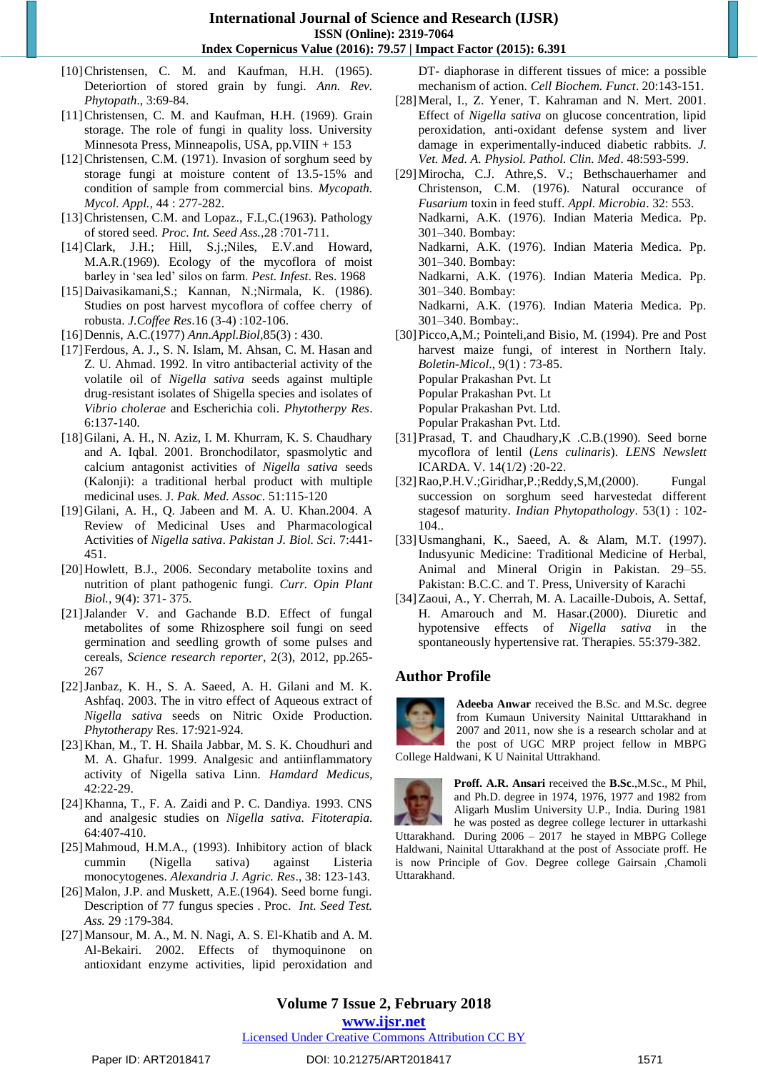[10] Christensen, C. M. and Kaufman, H.H. (1965). Deteriortion of stored grain by fungi. *Ann. Rev. Phytopath.*, 3:69-84.

[11] Christensen, C. M. and Kaufman, H.H. (1969). Grain storage. The role of fungi in quality loss. University Minnesota Press, Minneapolis, USA, pp.VIIN + 153

[12] Christensen, C.M. (1971). Invasion of sorghum seed by storage fungi at moisture content of 13.5-15% and condition of sample from commercial bins. *Mycopath. Mycol. Appl.*, 44 : 277-282.

[13] Christensen, C.M. and Lopaz., F.L,C.(1963). Pathology of stored seed. *Proc. Int. Seed Ass.*,28 :701-711.

[14] Clark, J.H.; Hill, S.j.;Niles, E.V.and Howard, M.A.R.(1969). Ecology of the mycoflora of moist barley in 'sea led' silos on farm. *Pest. Infest*. Res. 1968

[15] Daivasikamani,S.; Kannan, N.;Nirmala, K. (1986). Studies on post harvest mycoflora of coffee cherry of robusta. *J.Coffee Res*.16 (3-4) :102-106.

[16] Dennis, A.C.(1977) *Ann.Appl.Biol*,85(3) : 430.

[17] Ferdous, A. J., S. N. Islam, M. Ahsan, C. M. Hasan and Z. U. Ahmad. 1992. In vitro antibacterial activity of the volatile oil of *Nigella sativa* seeds against multiple drug-resistant isolates of Shigella species and isolates of *Vibrio cholerae* and Escherichia coli. *Phytotherpy Res*. 6:137-140.

[18] Gilani, A. H., N. Aziz, I. M. Khurram, K. S. Chaudhary and A. Iqbal. 2001. Bronchodilator, spasmolytic and calcium antagonist activities of *Nigella sativa* seeds (Kalonji): a traditional herbal product with multiple medicinal uses. J. *Pak. Med. Assoc*. 51:115-120

[19] Gilani, A. H., Q. Jabeen and M. A. U. Khan.2004. A Review of Medicinal Uses and Pharmacological Activities of *Nigella sativa*. *Pakistan J. Biol. Sci*. 7:441-451.

[20] Howlett, B.J., 2006. Secondary metabolite toxins and nutrition of plant pathogenic fungi. *Curr. Opin Plant Biol.*, 9(4): 371- 375.

[21] Jalander V. and Gachande B.D. Effect of fungal metabolites of some Rhizosphere soil fungi on seed germination and seedling growth of some pulses and cereals, *Science research reporter*, 2(3), 2012, pp.265-267

[22] Janbaz, K. H., S. A. Saeed, A. H. Gilani and M. K. Ashfaq. 2003. The in vitro effect of Aqueous extract of *Nigella sativa* seeds on Nitric Oxide Production. *Phytotherapy* Res. 17:921-924.

[23] Khan, M., T. H. Shaila Jabbar, M. S. K. Choudhuri and M. A. Ghafur. 1999. Analgesic and antiinflammatory activity of Nigella sativa Linn. *Hamdard Medicus*, 42:22-29.

[24] Khanna, T., F. A. Zaidi and P. C. Dandiya. 1993. CNS and analgesic studies on *Nigella sativa*. *Fitoterapia*. 64:407-410.

[25] Mahmoud, H.M.A., (1993). Inhibitory action of black cummin (Nigella sativa) against Listeria monocytogenes. *Alexandria J. Agric. Res*., 38: 123-143.

[26] Malon, J.P. and Muskett, A.E.(1964). Seed borne fungi. Description of 77 fungus species . Proc. *Int. Seed Test. Ass.* 29 :179-384.

[27] Mansour, M. A., M. N. Nagi, A. S. El-Khatib and A. M. Al-Bekairi. 2002. Effects of thymoquinone on antioxidant enzyme activities, lipid peroxidation and DT- diaphorase in different tissues of mice: a possible mechanism of action. *Cell Biochem. Funct*. 20:143-151.

[28] Meral, I., Z. Yener, T. Kahraman and N. Mert. 2001. Effect of *Nigella sativa* on glucose concentration, lipid peroxidation, anti-oxidant defense system and liver damage in experimentally-induced diabetic rabbits. *J. Vet. Med. A. Physiol. Pathol. Clin. Med*. 48:593-599.

[29] Mirocha, C.J. Athre,S. V.; Bethschauerhamer and Christenson, C.M. (1976). Natural occurance of *Fusarium* toxin in feed stuff. *Appl. Microbia*. 32: 553. Nadkarni, A.K. (1976). Indian Materia Medica. Pp. 301–340. Bombay: Nadkarni, A.K. (1976). Indian Materia Medica. Pp. 301–340. Bombay: Nadkarni, A.K. (1976). Indian Materia Medica. Pp. 301–340. Bombay: Nadkarni, A.K. (1976). Indian Materia Medica. Pp. 301–340. Bombay:.

[30] Picco,A,M.; Pointeli,and Bisio, M. (1994). Pre and Post harvest maize fungi, of interest in Northern Italy. *Boletin-Micol*., 9(1) : 73-85. Popular Prakashan Pvt. Lt Popular Prakashan Pvt. Lt Popular Prakashan Pvt. Ltd. Popular Prakashan Pvt. Ltd.

[31] Prasad, T. and Chaudhary,K .C.B.(1990). Seed borne mycoflora of lentil (*Lens culinaris*). *LENS Newslett* ICARDA. V. 14(1/2) :20-22.

[32] Rao,P.H.V.;Giridhar,P.;Reddy,S,M,(2000). Fungal succession on sorghum seed harvestedat different stagesof maturity. *Indian Phytopathology*. 53(1) : 102-104..

[33] Usmanghani, K., Saeed, A. & Alam, M.T. (1997). Indusyunic Medicine: Traditional Medicine of Herbal, Animal and Mineral Origin in Pakistan. 29–55. Pakistan: B.C.C. and T. Press, University of Karachi

[34] Zaoui, A., Y. Cherrah, M. A. Lacaille-Dubois, A. Settaf, H. Amarouch and M. Hasar.(2000). Diuretic and hypotensive effects of *Nigella sativa* in the spontaneously hypertensive rat. Therapies. 55:379-382.

## Author Profile

**Adeeba Anwar** received the B.Sc. and M.Sc. degree from Kumaun University Nainital Utttarakhand in 2007 and 2011, now she is a research scholar and at the post of UGC MRP project fellow in MBPG College Haldwani, K U Nainital Uttrakhand.

**Proff. A.R. Ansari** received the **B.Sc**.,M.Sc., M Phil, and Ph.D. degree in 1974, 1976, 1977 and 1982 from Aligarh Muslim University U.P., India. During 1981 he was posted as degree college lecturer in uttarkashi Uttarakhand. During 2006 – 2017 he stayed in MBPG College Haldwani, Nainital Uttarakhand at the post of Associate proff. He is now Principle of Gov. Degree college Gairsain ,Chamoli Uttarakhand.